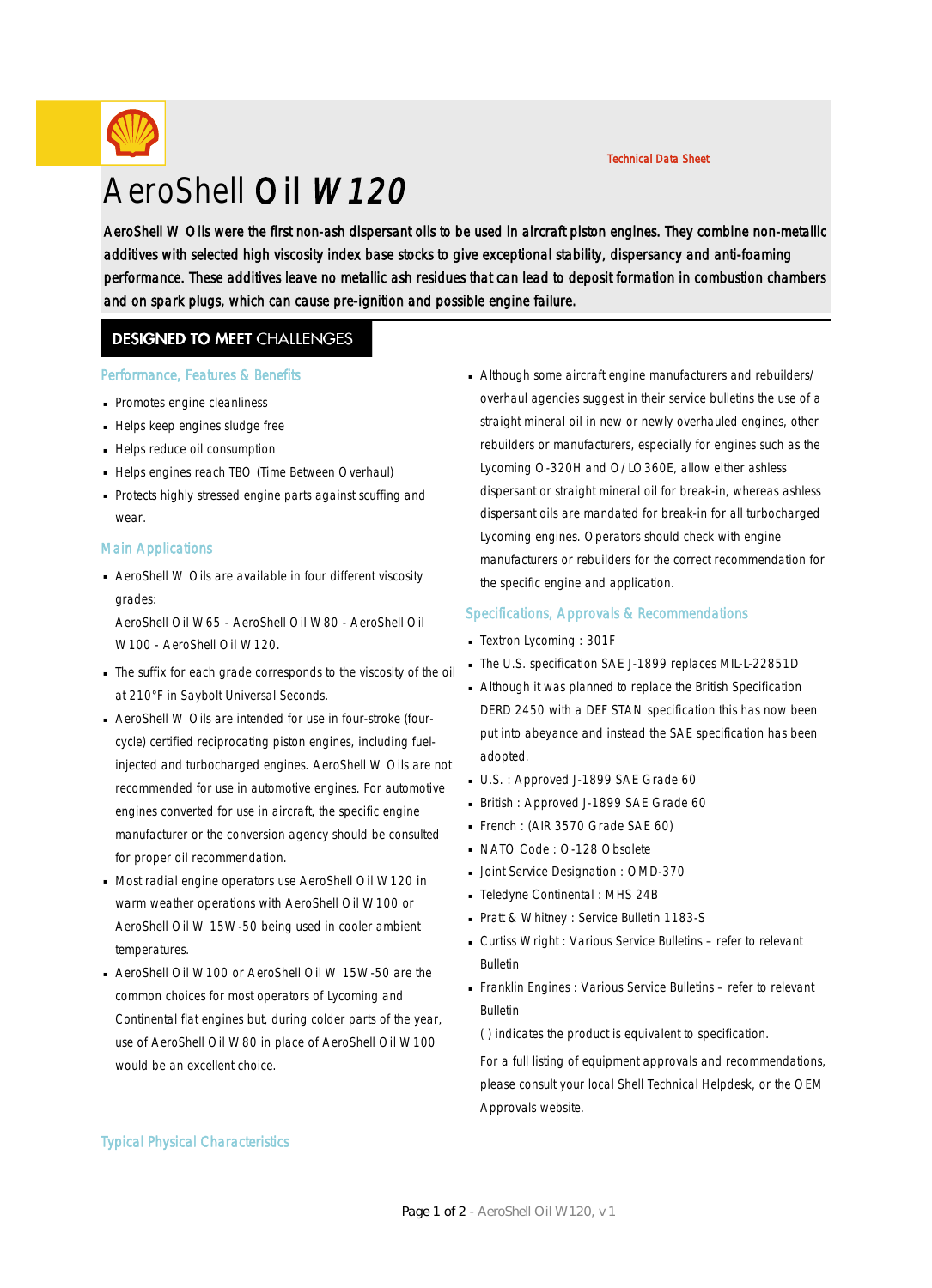Technical Data Sheet

# AeroShell Oil *W120*

AeroShell W Oils were the first non-ash dispersant oils to be used in aircraft piston engines. They combine non-metallic additives with selected high viscosity index base stocks to give exceptional stability, dispersancy and anti-foaming performance. These additives leave no metallic ash residues that can lead to deposit formation in combustion chambers and on spark plugs, which can cause pre-ignition and possible engine failure.

## DESIGNED TO MEET CHALLENGES

### Performance, Features & Benefits

- Promotes engine cleanliness
- Helps keep engines sludge free
- Helps reduce oil consumption
- Helps engines reach TBO (Time Between Overhaul)
- Protects highly stressed engine parts against scuffing and wear.

### Main Applications

- AeroShell W Oils are available in four different viscosity grades:

  AeroShell Oil W65 - AeroShell Oil W80 - AeroShell Oil W100 - AeroShell Oil W120.
- The suffix for each grade corresponds to the viscosity of the oil at 210°F in Saybolt Universal Seconds.
- AeroShell W Oils are intended for use in four-stroke (four-cycle) certified reciprocating piston engines, including fuel-injected and turbocharged engines. AeroShell W Oils are not recommended for use in automotive engines. For automotive engines converted for use in aircraft, the specific engine manufacturer or the conversion agency should be consulted for proper oil recommendation.
- Most radial engine operators use AeroShell Oil W120 in warm weather operations with AeroShell Oil W100 or AeroShell Oil W 15W-50 being used in cooler ambient temperatures.
- AeroShell Oil W100 or AeroShell Oil W 15W-50 are the common choices for most operators of Lycoming and Continental flat engines but, during colder parts of the year, use of AeroShell Oil W80 in place of AeroShell Oil W100 would be an excellent choice.
- Although some aircraft engine manufacturers and rebuilders/overhaul agencies suggest in their service bulletins the use of a straight mineral oil in new or newly overhauled engines, other rebuilders or manufacturers, especially for engines such as the Lycoming O-320H and O/LO360E, allow either ashless dispersant or straight mineral oil for break-in, whereas ashless dispersant oils are mandated for break-in for all turbocharged Lycoming engines. Operators should check with engine manufacturers or rebuilders for the correct recommendation for the specific engine and application.

### Specifications, Approvals & Recommendations

- Textron Lycoming : 301F
- The U.S. specification SAE J-1899 replaces MIL-L-22851D
- Although it was planned to replace the British Specification DERD 2450 with a DEF STAN specification this has now been put into abeyance and instead the SAE specification has been adopted.
- U.S. : Approved J-1899 SAE Grade 60
- British : Approved J-1899 SAE Grade 60
- French : (AIR 3570 Grade SAE 60)
- NATO Code : O-128 Obsolete
- Joint Service Designation : OMD-370
- Teledyne Continental : MHS 24B
- Pratt & Whitney : Service Bulletin 1183-S
- Curtiss Wright : Various Service Bulletins – refer to relevant Bulletin
- Franklin Engines : Various Service Bulletins – refer to relevant Bulletin

  ( ) indicates the product is equivalent to specification.

  For a full listing of equipment approvals and recommendations, please consult your local Shell Technical Helpdesk, or the OEM Approvals website.

### Typical Physical Characteristics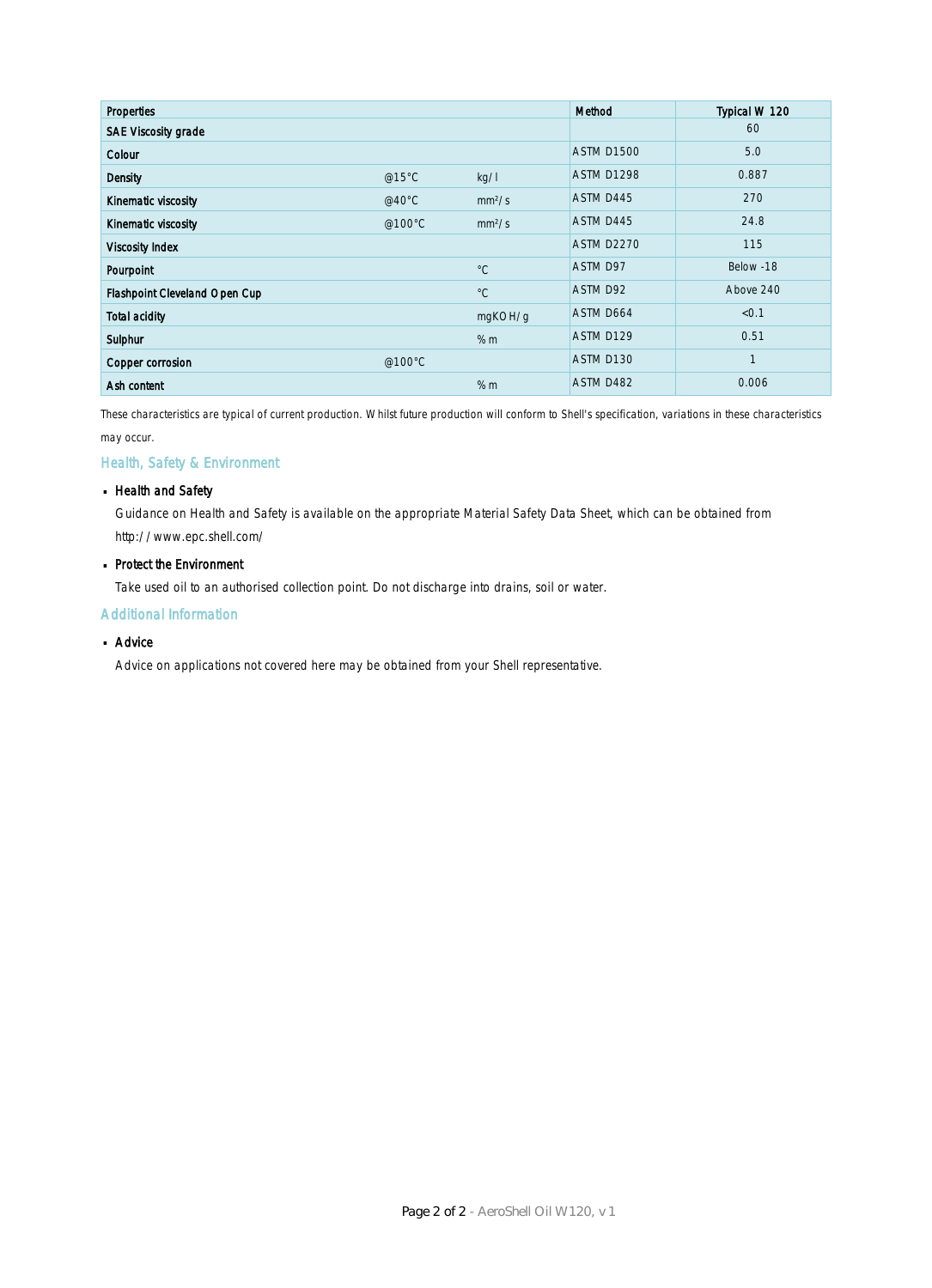| Properties | | | Method | Typical W 120 |
|---|---|---|---|---|
| SAE Viscosity grade | | | | 60 |
| Colour | | | ASTM D1500 | 5.0 |
| Density | @15°C | kg/l | ASTM D1298 | 0.887 |
| Kinematic viscosity | @40°C | mm²/s | ASTM D445 | 270 |
| Kinematic viscosity | @100°C | mm²/s | ASTM D445 | 24.8 |
| Viscosity Index | | | ASTM D2270 | 115 |
| Pourpoint | | °C | ASTM D97 | Below -18 |
| Flashpoint Cleveland Open Cup | | °C | ASTM D92 | Above 240 |
| Total acidity | | mgKOH/g | ASTM D664 | <0.1 |
| Sulphur | | %m | ASTM D129 | 0.51 |
| Copper corrosion | @100°C | | ASTM D130 | 1 |
| Ash content | | %m | ASTM D482 | 0.006 |

These characteristics are typical of current production. Whilst future production will conform to Shell's specification, variations in these characteristics may occur.

## Health, Safety & Environment

- **Health and Safety**

  Guidance on Health and Safety is available on the appropriate Material Safety Data Sheet, which can be obtained from http://www.epc.shell.com/

- **Protect the Environment**

  Take used oil to an authorised collection point. Do not discharge into drains, soil or water.

## Additional Information

- **Advice**

  Advice on applications not covered here may be obtained from your Shell representative.